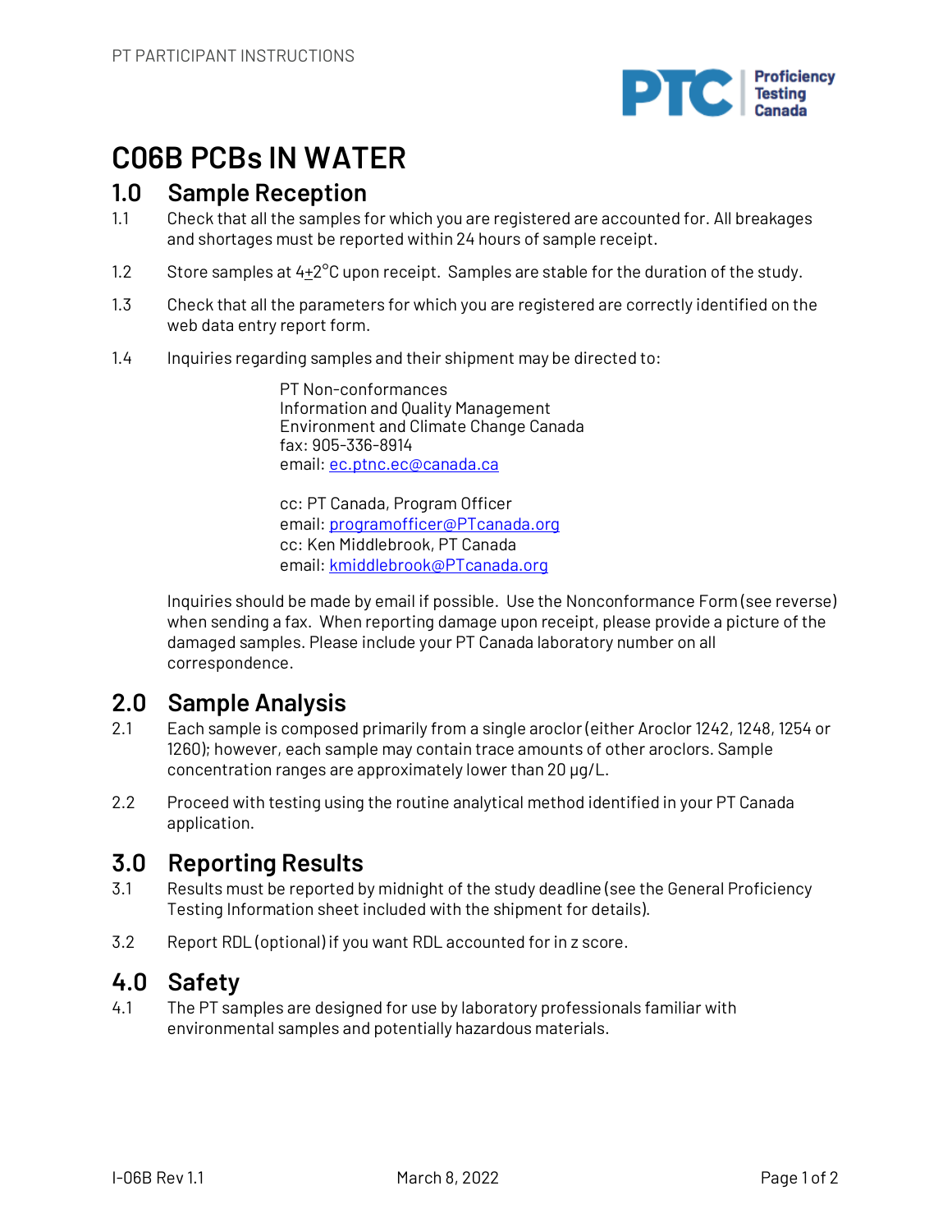# C06B PCBs IN WATER

## 1.0 Sample Reception

1.1 Check that all the samples for which you are registered are accounted for. All breakages and shortages must be reported within 24 hours of sample receipt.

1.2 Store samples at 4±2°C upon receipt. Samples are stable for the duration of the study.

1.3 Check that all the parameters for which you are registered are correctly identified on the web data entry report form.

1.4 Inquiries regarding samples and their shipment may be directed to:

> PT Non-conformances
> Information and Quality Management
> Environment and Climate Change Canada
> fax: 905-336-8914
> email: ec.ptnc.ec@canada.ca
>
> cc: PT Canada, Program Officer
> email: programofficer@PTcanada.org
> cc: Ken Middlebrook, PT Canada
> email: kmiddlebrook@PTcanada.org

Inquiries should be made by email if possible. Use the Nonconformance Form (see reverse) when sending a fax. When reporting damage upon receipt, please provide a picture of the damaged samples. Please include your PT Canada laboratory number on all correspondence.

## 2.0 Sample Analysis

2.1 Each sample is composed primarily from a single aroclor (either Aroclor 1242, 1248, 1254 or 1260); however, each sample may contain trace amounts of other aroclors. Sample concentration ranges are approximately lower than 20 µg/L.

2.2 Proceed with testing using the routine analytical method identified in your PT Canada application.

## 3.0 Reporting Results

3.1 Results must be reported by midnight of the study deadline (see the General Proficiency Testing Information sheet included with the shipment for details).

3.2 Report RDL (optional) if you want RDL accounted for in z score.

## 4.0 Safety

4.1 The PT samples are designed for use by laboratory professionals familiar with environmental samples and potentially hazardous materials.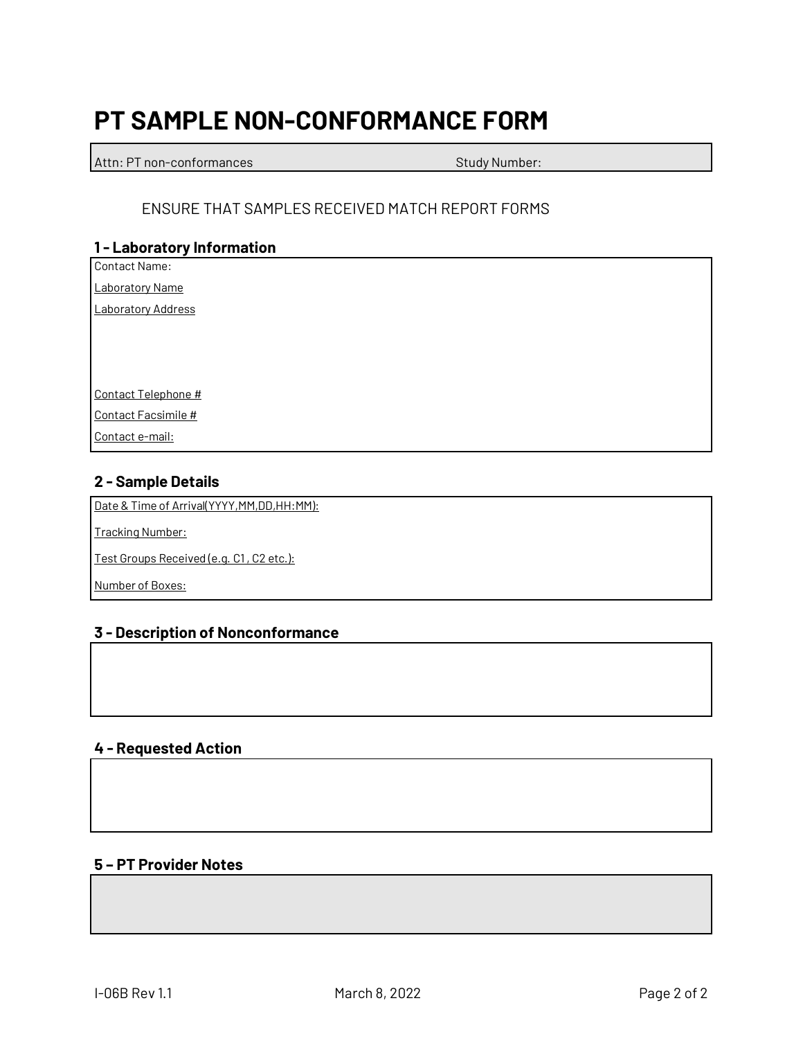# PT SAMPLE NON-CONFORMANCE FORM

Attn: PT non-conformances Study Number:

ENSURE THAT SAMPLES RECEIVED MATCH REPORT FORMS

## 1 - Laboratory Information

Contact Name:

Laboratory Name

Laboratory Address

Contact Telephone #

Contact Facsimile #

Contact e-mail:

## 2 - Sample Details

Date & Time of Arrival(YYYY,MM,DD,HH:MM):

Tracking Number:

Test Groups Received (e.g. C1 , C2 etc.):

Number of Boxes:

## 3 - Description of Nonconformance

## 4 - Requested Action

## 5 – PT Provider Notes

I-06B Rev 1.1 March 8, 2022